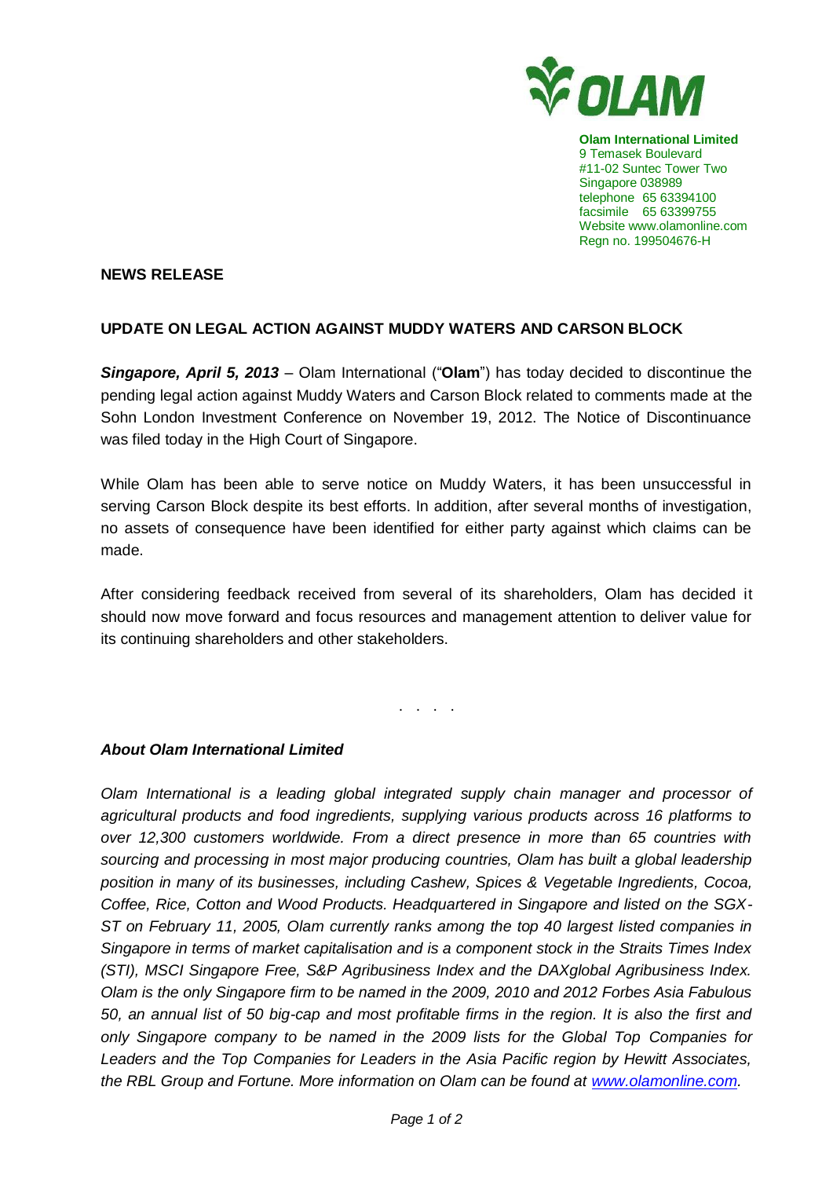**Olam International Limited**
9 Temasek Boulevard
#11-02 Suntec Tower Two
Singapore 038989
telephone 65 63394100
facsimile 65 63399755
Website www.olamonline.com
Regn no. 199504676-H

**NEWS RELEASE**

## UPDATE ON LEGAL ACTION AGAINST MUDDY WATERS AND CARSON BLOCK

***Singapore, April 5, 2013*** – Olam International ("**Olam**") has today decided to discontinue the pending legal action against Muddy Waters and Carson Block related to comments made at the Sohn London Investment Conference on November 19, 2012. The Notice of Discontinuance was filed today in the High Court of Singapore.

While Olam has been able to serve notice on Muddy Waters, it has been unsuccessful in serving Carson Block despite its best efforts. In addition, after several months of investigation, no assets of consequence have been identified for either party against which claims can be made.

After considering feedback received from several of its shareholders, Olam has decided it should now move forward and focus resources and management attention to deliver value for its continuing shareholders and other stakeholders.

. . . .

***About Olam International Limited***

*Olam International is a leading global integrated supply chain manager and processor of agricultural products and food ingredients, supplying various products across 16 platforms to over 12,300 customers worldwide. From a direct presence in more than 65 countries with sourcing and processing in most major producing countries, Olam has built a global leadership position in many of its businesses, including Cashew, Spices & Vegetable Ingredients, Cocoa, Coffee, Rice, Cotton and Wood Products. Headquartered in Singapore and listed on the SGX-ST on February 11, 2005, Olam currently ranks among the top 40 largest listed companies in Singapore in terms of market capitalisation and is a component stock in the Straits Times Index (STI), MSCI Singapore Free, S&P Agribusiness Index and the DAXglobal Agribusiness Index. Olam is the only Singapore firm to be named in the 2009, 2010 and 2012 Forbes Asia Fabulous 50, an annual list of 50 big-cap and most profitable firms in the region. It is also the first and only Singapore company to be named in the 2009 lists for the Global Top Companies for Leaders and the Top Companies for Leaders in the Asia Pacific region by Hewitt Associates, the RBL Group and Fortune. More information on Olam can be found at [www.olamonline.com](http://www.olamonline.com).*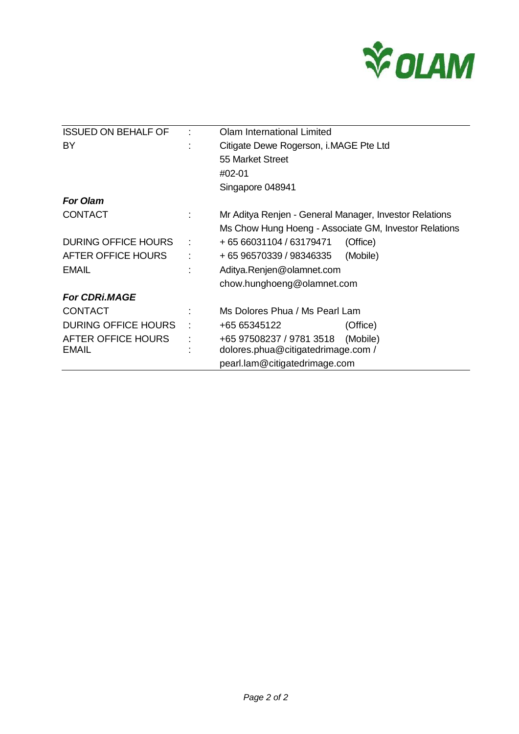| | | |
|---|---|---|
| ISSUED ON BEHALF OF | : | Olam International Limited |
| BY | : | Citigate Dewe Rogerson, i.MAGE Pte Ltd<br>55 Market Street<br>#02-01<br>Singapore 048941 |
| ***For Olam*** | | |
| CONTACT | : | Mr Aditya Renjen - General Manager, Investor Relations<br>Ms Chow Hung Hoeng - Associate GM, Investor Relations |
| DURING OFFICE HOURS | : | + 65 66031104 / 63179471 (Office) |
| AFTER OFFICE HOURS | : | + 65 96570339 / 98346335 (Mobile) |
| EMAIL | : | Aditya.Renjen@olamnet.com<br>chow.hunghoeng@olamnet.com |
| ***For CDRi.MAGE*** | | |
| CONTACT | : | Ms Dolores Phua / Ms Pearl Lam |
| DURING OFFICE HOURS | : | +65 65345122 (Office) |
| AFTER OFFICE HOURS | : | +65 97508237 / 9781 3518 (Mobile) |
| EMAIL | : | dolores.phua@citigatedrimage.com /<br>pearl.lam@citigatedrimage.com |